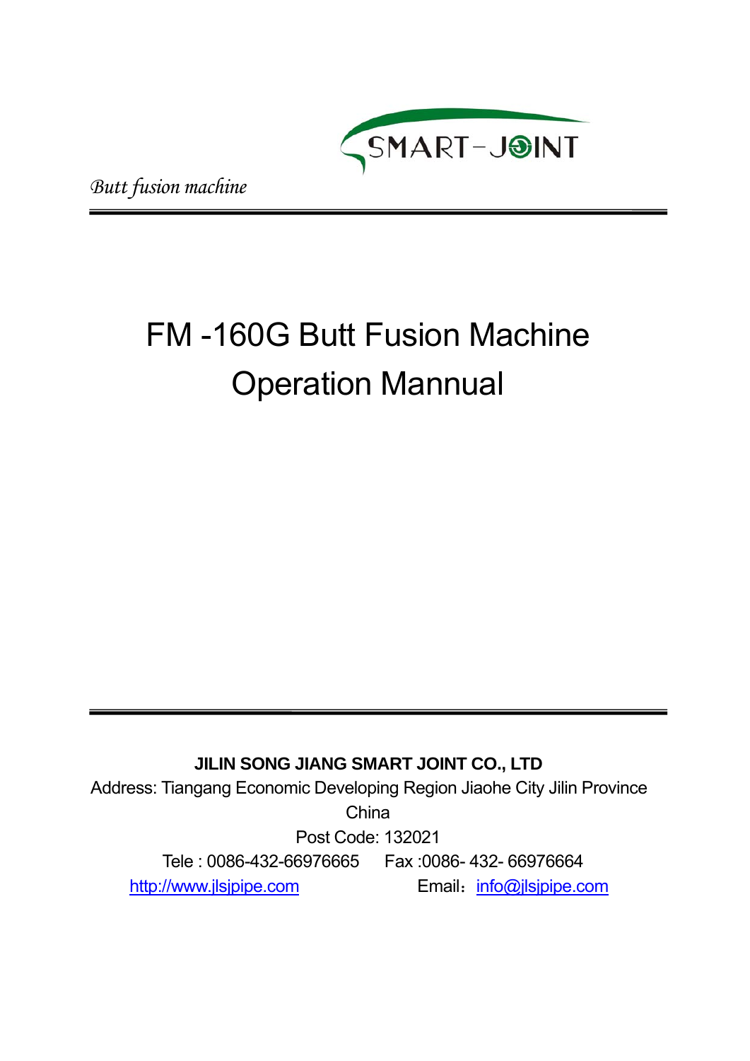SMART-JOINT

*Butt fusion machine*

# FM -160G Butt Fusion Machine Operation Mannual

**JILIN SONG JIANG SMART JOINT CO., LTD**

Address: Tiangang Economic Developing Region Jiaohe City Jilin Province China

Post Code: 132021

Tele : 0086-432-66976665 Fax :0086- 432- 66976664

http://www.jlsjpipe.com Email：info@jlsjpipe.com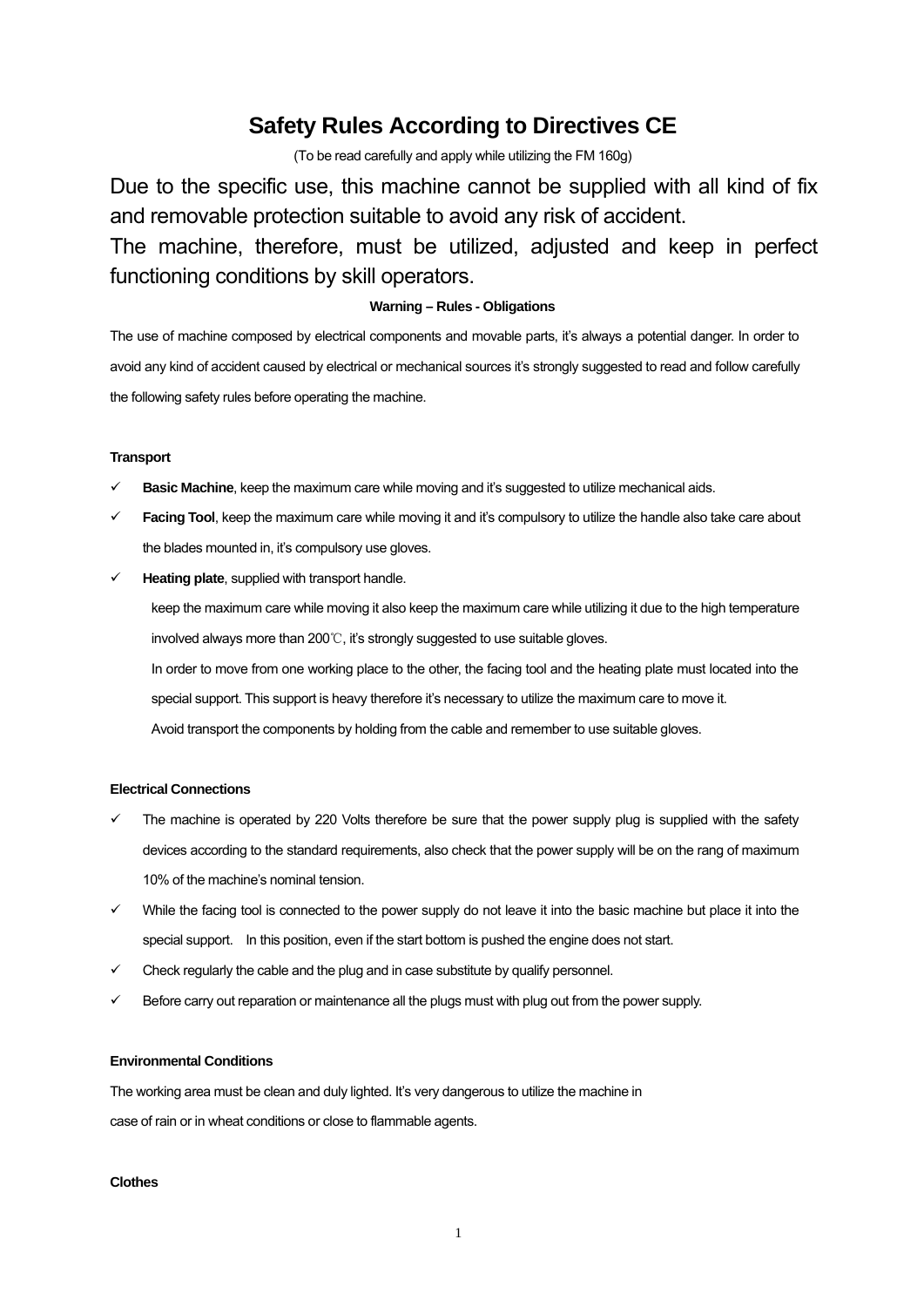# Safety Rules According to Directives CE

(To be read carefully and apply while utilizing the FM 160g)

Due to the specific use, this machine cannot be supplied with all kind of fix and removable protection suitable to avoid any risk of accident.

The machine, therefore, must be utilized, adjusted and keep in perfect functioning conditions by skill operators.

**Warning – Rules - Obligations**

The use of machine composed by electrical components and movable parts, it's always a potential danger. In order to avoid any kind of accident caused by electrical or mechanical sources it's strongly suggested to read and follow carefully the following safety rules before operating the machine.

**Transport**

- ✓ **Basic Machine**, keep the maximum care while moving and it's suggested to utilize mechanical aids.
- ✓ **Facing Tool**, keep the maximum care while moving it and it's compulsory to utilize the handle also take care about the blades mounted in, it's compulsory use gloves.
- ✓ **Heating plate**, supplied with transport handle.

  keep the maximum care while moving it also keep the maximum care while utilizing it due to the high temperature involved always more than 200℃, it's strongly suggested to use suitable gloves.

  In order to move from one working place to the other, the facing tool and the heating plate must located into the special support. This support is heavy therefore it's necessary to utilize the maximum care to move it.

  Avoid transport the components by holding from the cable and remember to use suitable gloves.

**Electrical Connections**

- ✓ The machine is operated by 220 Volts therefore be sure that the power supply plug is supplied with the safety devices according to the standard requirements, also check that the power supply will be on the rang of maximum 10% of the machine's nominal tension.
- ✓ While the facing tool is connected to the power supply do not leave it into the basic machine but place it into the special support. In this position, even if the start bottom is pushed the engine does not start.
- ✓ Check regularly the cable and the plug and in case substitute by qualify personnel.
- ✓ Before carry out reparation or maintenance all the plugs must with plug out from the power supply.

**Environmental Conditions**

The working area must be clean and duly lighted. It's very dangerous to utilize the machine in case of rain or in wheat conditions or close to flammable agents.

**Clothes**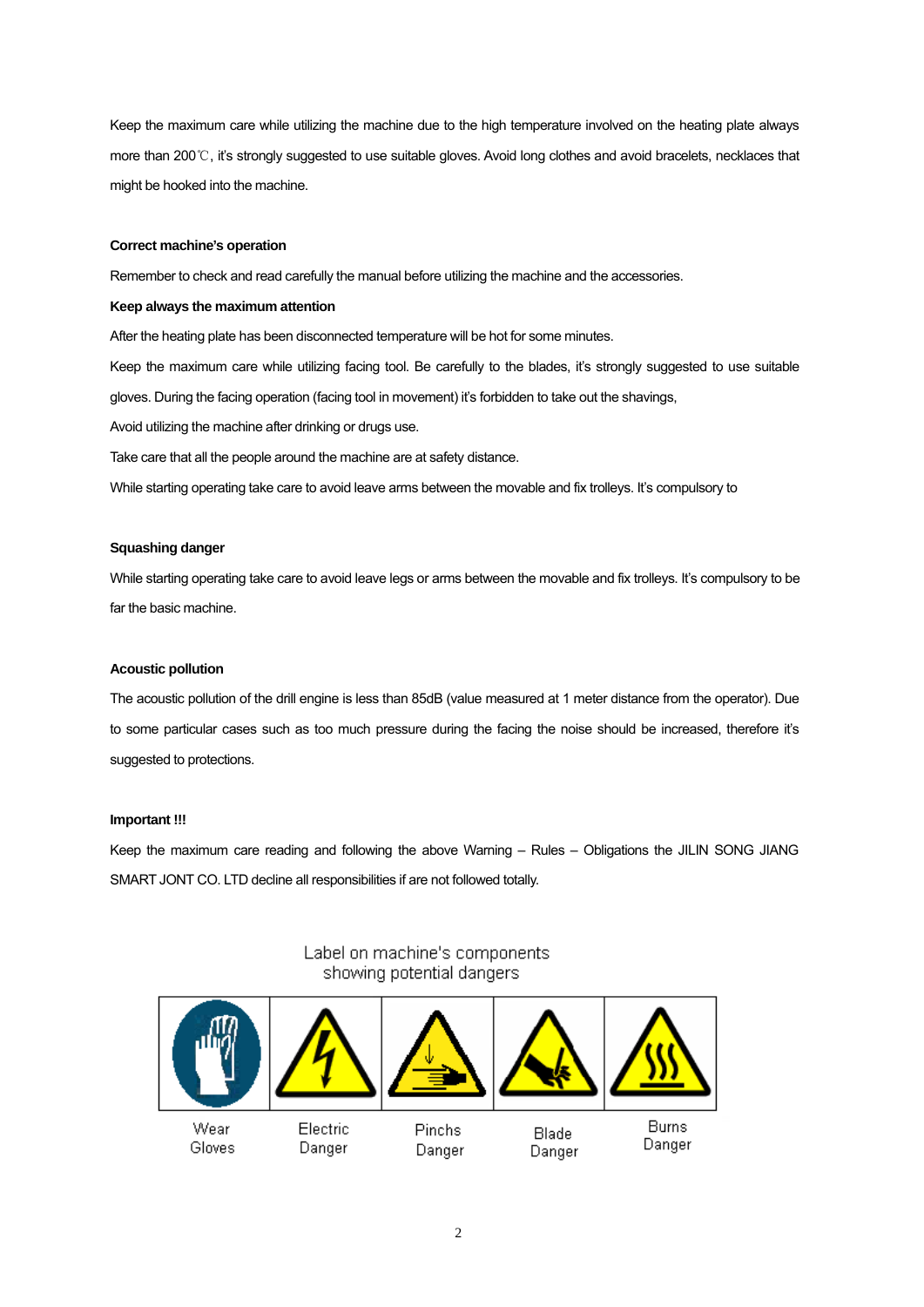Keep the maximum care while utilizing the machine due to the high temperature involved on the heating plate always more than 200℃, it's strongly suggested to use suitable gloves. Avoid long clothes and avoid bracelets, necklaces that might be hooked into the machine.

**Correct machine's operation**

Remember to check and read carefully the manual before utilizing the machine and the accessories.

**Keep always the maximum attention**

After the heating plate has been disconnected temperature will be hot for some minutes.

Keep the maximum care while utilizing facing tool. Be carefully to the blades, it's strongly suggested to use suitable gloves. During the facing operation (facing tool in movement) it's forbidden to take out the shavings,

Avoid utilizing the machine after drinking or drugs use.

Take care that all the people around the machine are at safety distance.

While starting operating take care to avoid leave arms between the movable and fix trolleys. It's compulsory to

**Squashing danger**

While starting operating take care to avoid leave legs or arms between the movable and fix trolleys. It's compulsory to be far the basic machine.

**Acoustic pollution**

The acoustic pollution of the drill engine is less than 85dB (value measured at 1 meter distance from the operator). Due to some particular cases such as too much pressure during the facing the noise should be increased, therefore it's suggested to protections.

**Important !!!**

Keep the maximum care reading and following the above Warning – Rules – Obligations the JILIN SONG JIANG SMART JONT CO. LTD decline all responsibilities if are not followed totally.

Label on machine's components showing potential dangers

| Wear Gloves | Electric Danger | Pinchs Danger | Blade Danger | Burns Danger |
| --- | --- | --- | --- | --- |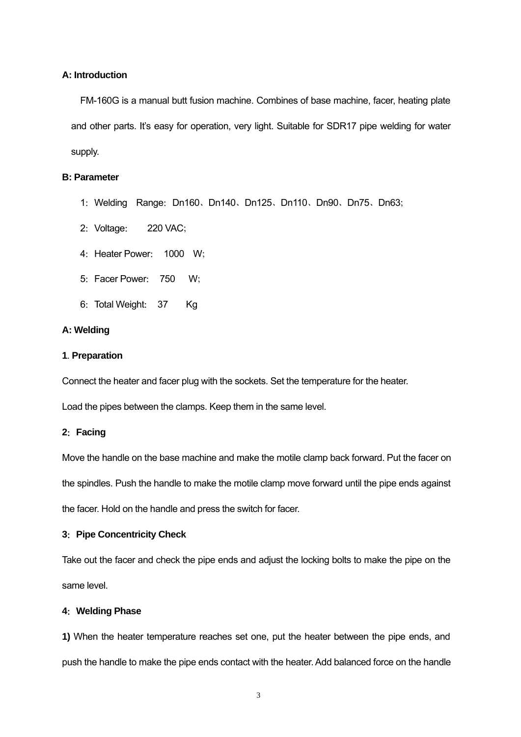**A: Introduction**

FM-160G is a manual butt fusion machine. Combines of base machine, facer, heating plate and other parts. It's easy for operation, very light. Suitable for SDR17 pipe welding for water supply.

**B: Parameter**

1: Welding Range: Dn160、Dn140、Dn125、Dn110、Dn90、Dn75、Dn63;

2: Voltage: 220 VAC;

4: Heater Power: 1000 W;

5: Facer Power: 750 W;

6: Total Weight: 37 Kg

**A: Welding**

**1. Preparation**

Connect the heater and facer plug with the sockets. Set the temperature for the heater.

Load the pipes between the clamps. Keep them in the same level.

**2: Facing**

Move the handle on the base machine and make the motile clamp back forward. Put the facer on the spindles. Push the handle to make the motile clamp move forward until the pipe ends against the facer. Hold on the handle and press the switch for facer.

**3: Pipe Concentricity Check**

Take out the facer and check the pipe ends and adjust the locking bolts to make the pipe on the same level.

**4: Welding Phase**

**1)** When the heater temperature reaches set one, put the heater between the pipe ends, and push the handle to make the pipe ends contact with the heater. Add balanced force on the handle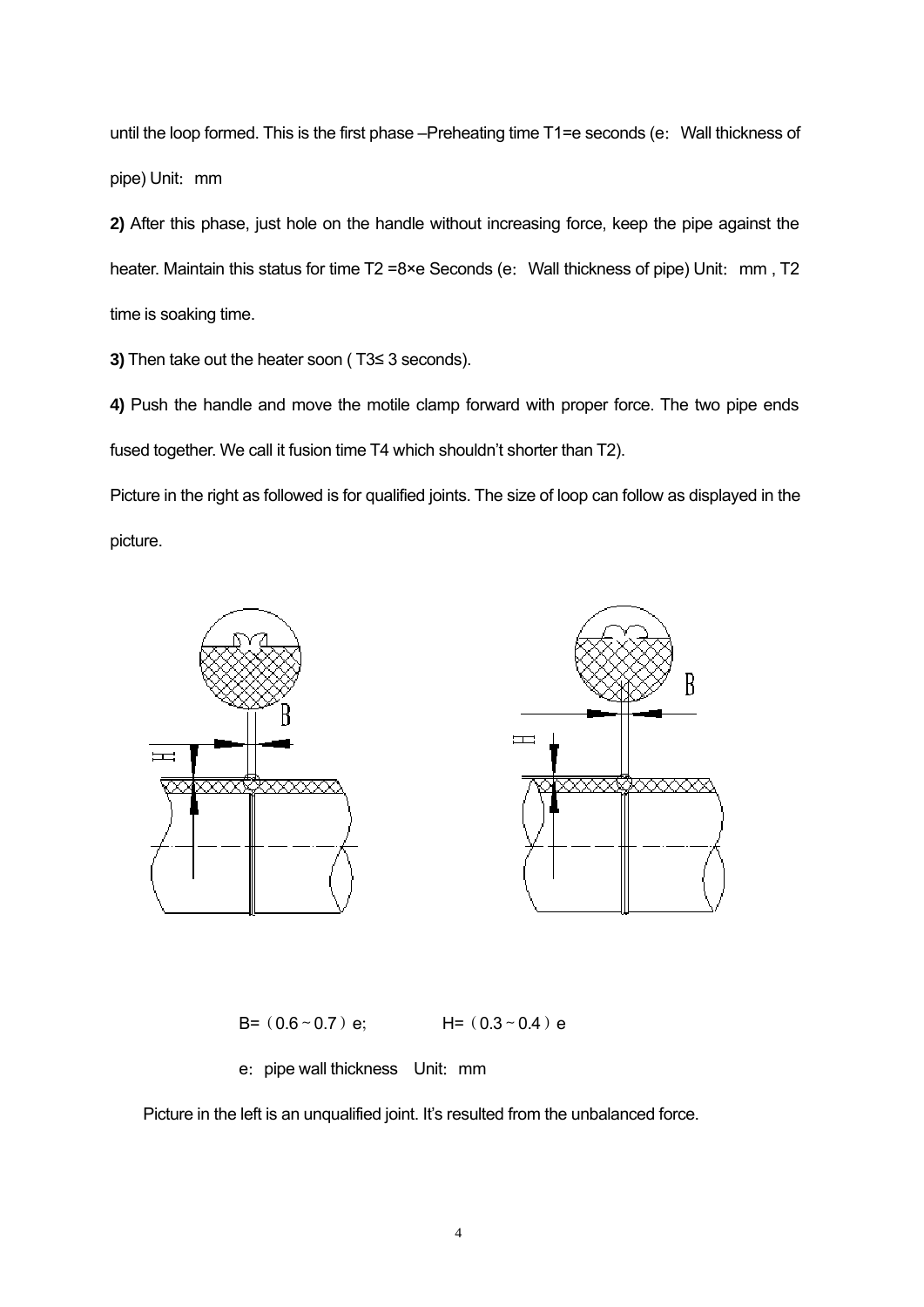until the loop formed. This is the first phase –Preheating time T1=e seconds (e：Wall thickness of pipe) Unit：mm

**2)** After this phase, just hole on the handle without increasing force, keep the pipe against the heater. Maintain this status for time T2 =8×e Seconds (e：Wall thickness of pipe) Unit：mm , T2 time is soaking time.

**3)** Then take out the heater soon ( T3≤ 3 seconds).

**4)** Push the handle and move the motile clamp forward with proper force. The two pipe ends fused together. We call it fusion time T4 which shouldn't shorter than T2).

Picture in the right as followed is for qualified joints. The size of loop can follow as displayed in the picture.

B=（0.6 ~ 0.7）e;　　　　H=（0.3 ~ 0.4）e

e：pipe wall thickness　Unit：mm

Picture in the left is an unqualified joint. It's resulted from the unbalanced force.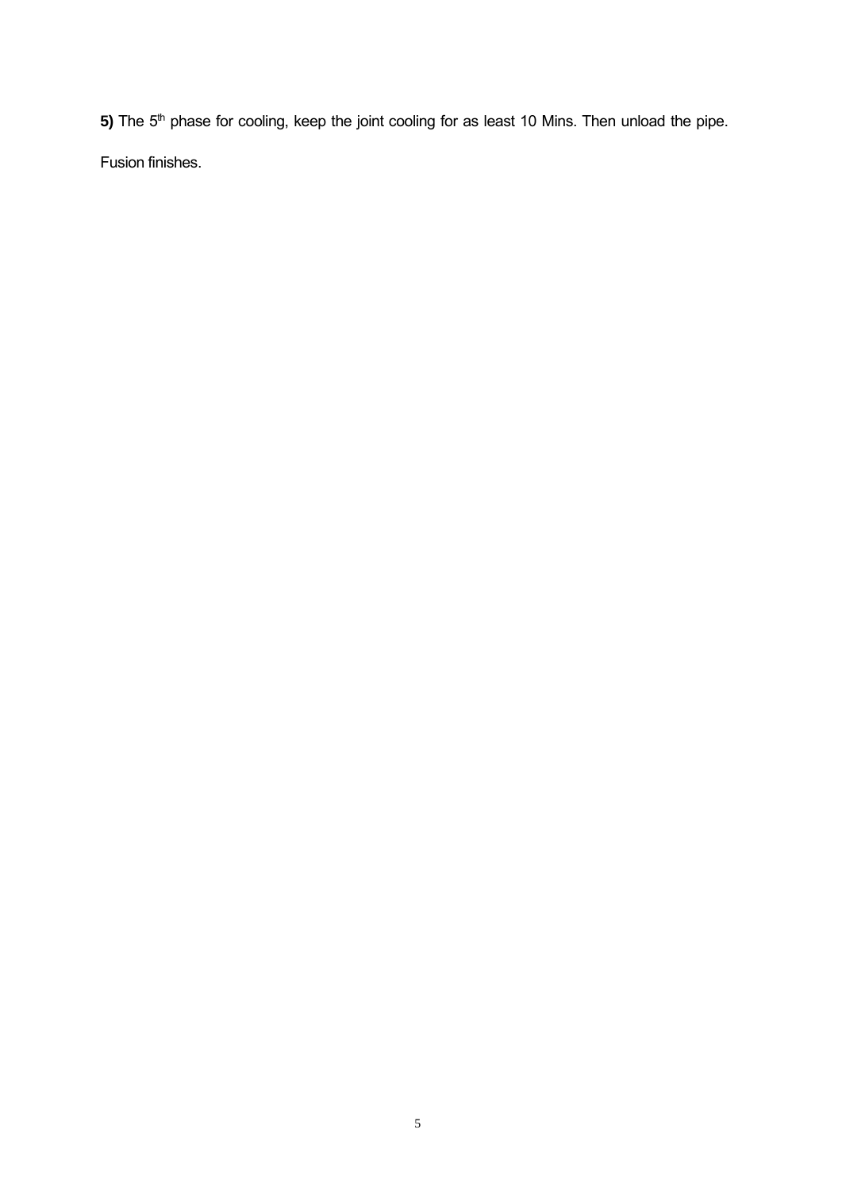**5)** The 5th phase for cooling, keep the joint cooling for as least 10 Mins. Then unload the pipe.

Fusion finishes.